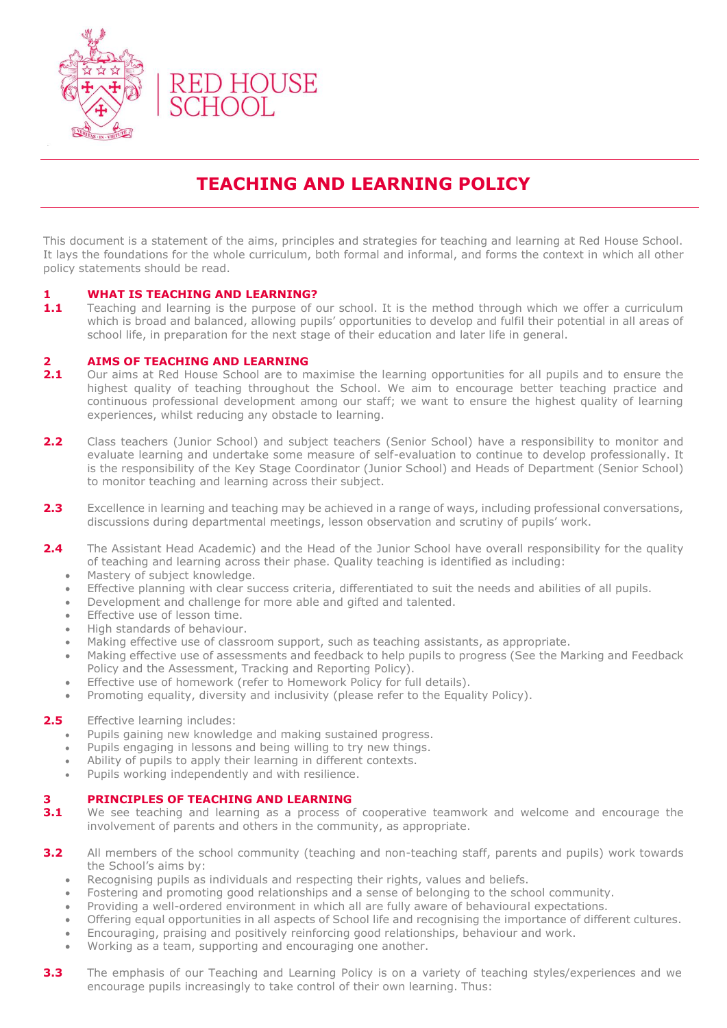RED HOUSE SCHOOL

# TEACHING AND LEARNING POLICY

This document is a statement of the aims, principles and strategies for teaching and learning at Red House School. It lays the foundations for the whole curriculum, both formal and informal, and forms the context in which all other policy statements should be read.

## 1 WHAT IS TEACHING AND LEARNING?

**1.1** Teaching and learning is the purpose of our school. It is the method through which we offer a curriculum which is broad and balanced, allowing pupils' opportunities to develop and fulfil their potential in all areas of school life, in preparation for the next stage of their education and later life in general.

## 2 AIMS OF TEACHING AND LEARNING

**2.1** Our aims at Red House School are to maximise the learning opportunities for all pupils and to ensure the highest quality of teaching throughout the School. We aim to encourage better teaching practice and continuous professional development among our staff; we want to ensure the highest quality of learning experiences, whilst reducing any obstacle to learning.

**2.2** Class teachers (Junior School) and subject teachers (Senior School) have a responsibility to monitor and evaluate learning and undertake some measure of self-evaluation to continue to develop professionally. It is the responsibility of the Key Stage Coordinator (Junior School) and Heads of Department (Senior School) to monitor teaching and learning across their subject.

**2.3** Excellence in learning and teaching may be achieved in a range of ways, including professional conversations, discussions during departmental meetings, lesson observation and scrutiny of pupils' work.

**2.4** The Assistant Head Academic) and the Head of the Junior School have overall responsibility for the quality of teaching and learning across their phase. Quality teaching is identified as including:

- Mastery of subject knowledge.
- Effective planning with clear success criteria, differentiated to suit the needs and abilities of all pupils.
- Development and challenge for more able and gifted and talented.
- Effective use of lesson time.
- High standards of behaviour.
- Making effective use of classroom support, such as teaching assistants, as appropriate.
- Making effective use of assessments and feedback to help pupils to progress (See the Marking and Feedback Policy and the Assessment, Tracking and Reporting Policy).
- Effective use of homework (refer to Homework Policy for full details).
- Promoting equality, diversity and inclusivity (please refer to the Equality Policy).

**2.5** Effective learning includes:

- Pupils gaining new knowledge and making sustained progress.
- Pupils engaging in lessons and being willing to try new things.
- Ability of pupils to apply their learning in different contexts.
- Pupils working independently and with resilience.

## 3 PRINCIPLES OF TEACHING AND LEARNING

**3.1** We see teaching and learning as a process of cooperative teamwork and welcome and encourage the involvement of parents and others in the community, as appropriate.

**3.2** All members of the school community (teaching and non-teaching staff, parents and pupils) work towards the School's aims by:

- Recognising pupils as individuals and respecting their rights, values and beliefs.
- Fostering and promoting good relationships and a sense of belonging to the school community.
- Providing a well-ordered environment in which all are fully aware of behavioural expectations.
- Offering equal opportunities in all aspects of School life and recognising the importance of different cultures.
- Encouraging, praising and positively reinforcing good relationships, behaviour and work.
- Working as a team, supporting and encouraging one another.

**3.3** The emphasis of our Teaching and Learning Policy is on a variety of teaching styles/experiences and we encourage pupils increasingly to take control of their own learning. Thus: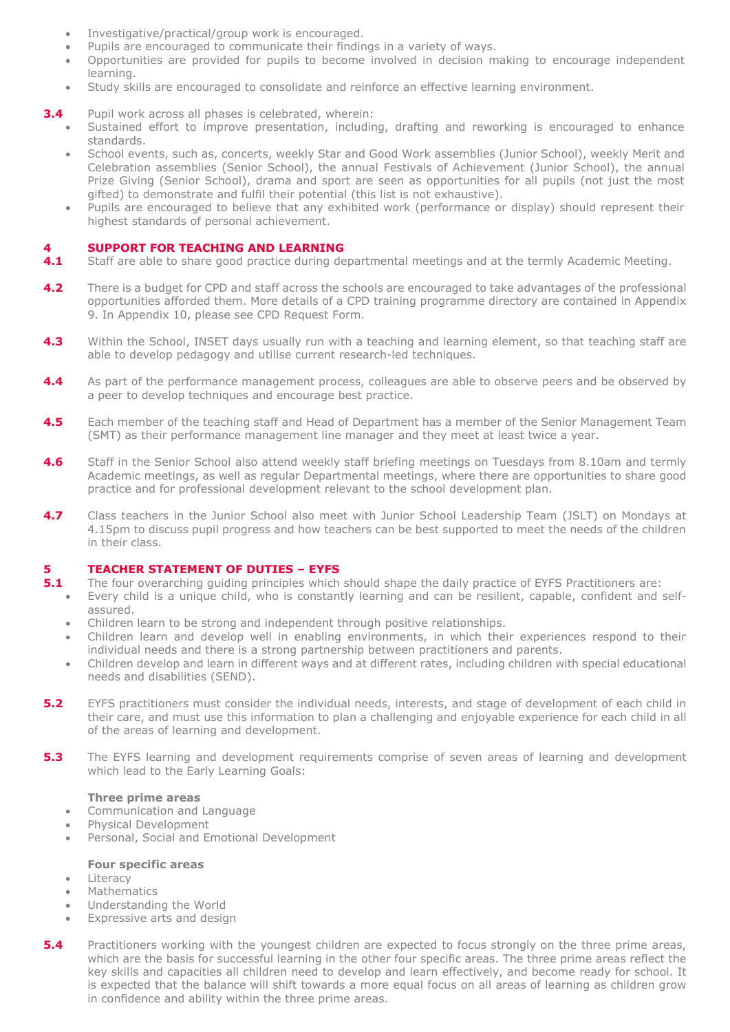- Investigative/practical/group work is encouraged.
- Pupils are encouraged to communicate their findings in a variety of ways.
- Opportunities are provided for pupils to become involved in decision making to encourage independent learning.
- Study skills are encouraged to consolidate and reinforce an effective learning environment.

**3.4** Pupil work across all phases is celebrated, wherein:

- Sustained effort to improve presentation, including, drafting and reworking is encouraged to enhance standards.
- School events, such as, concerts, weekly Star and Good Work assemblies (Junior School), weekly Merit and Celebration assemblies (Senior School), the annual Festivals of Achievement (Junior School), the annual Prize Giving (Senior School), drama and sport are seen as opportunities for all pupils (not just the most gifted) to demonstrate and fulfil their potential (this list is not exhaustive).
- Pupils are encouraged to believe that any exhibited work (performance or display) should represent their highest standards of personal achievement.

## 4 SUPPORT FOR TEACHING AND LEARNING

**4.1** Staff are able to share good practice during departmental meetings and at the termly Academic Meeting.

**4.2** There is a budget for CPD and staff across the schools are encouraged to take advantages of the professional opportunities afforded them. More details of a CPD training programme directory are contained in Appendix 9. In Appendix 10, please see CPD Request Form.

**4.3** Within the School, INSET days usually run with a teaching and learning element, so that teaching staff are able to develop pedagogy and utilise current research-led techniques.

**4.4** As part of the performance management process, colleagues are able to observe peers and be observed by a peer to develop techniques and encourage best practice.

**4.5** Each member of the teaching staff and Head of Department has a member of the Senior Management Team (SMT) as their performance management line manager and they meet at least twice a year.

**4.6** Staff in the Senior School also attend weekly staff briefing meetings on Tuesdays from 8.10am and termly Academic meetings, as well as regular Departmental meetings, where there are opportunities to share good practice and for professional development relevant to the school development plan.

**4.7** Class teachers in the Junior School also meet with Junior School Leadership Team (JSLT) on Mondays at 4.15pm to discuss pupil progress and how teachers can be best supported to meet the needs of the children in their class.

## 5 TEACHER STATEMENT OF DUTIES – EYFS

**5.1** The four overarching guiding principles which should shape the daily practice of EYFS Practitioners are:

- Every child is a unique child, who is constantly learning and can be resilient, capable, confident and self-assured.
- Children learn to be strong and independent through positive relationships.
- Children learn and develop well in enabling environments, in which their experiences respond to their individual needs and there is a strong partnership between practitioners and parents.
- Children develop and learn in different ways and at different rates, including children with special educational needs and disabilities (SEND).

**5.2** EYFS practitioners must consider the individual needs, interests, and stage of development of each child in their care, and must use this information to plan a challenging and enjoyable experience for each child in all of the areas of learning and development.

**5.3** The EYFS learning and development requirements comprise of seven areas of learning and development which lead to the Early Learning Goals:

**Three prime areas**

- Communication and Language
- Physical Development
- Personal, Social and Emotional Development

**Four specific areas**

- Literacy
- Mathematics
- Understanding the World
- Expressive arts and design

**5.4** Practitioners working with the youngest children are expected to focus strongly on the three prime areas, which are the basis for successful learning in the other four specific areas. The three prime areas reflect the key skills and capacities all children need to develop and learn effectively, and become ready for school. It is expected that the balance will shift towards a more equal focus on all areas of learning as children grow in confidence and ability within the three prime areas.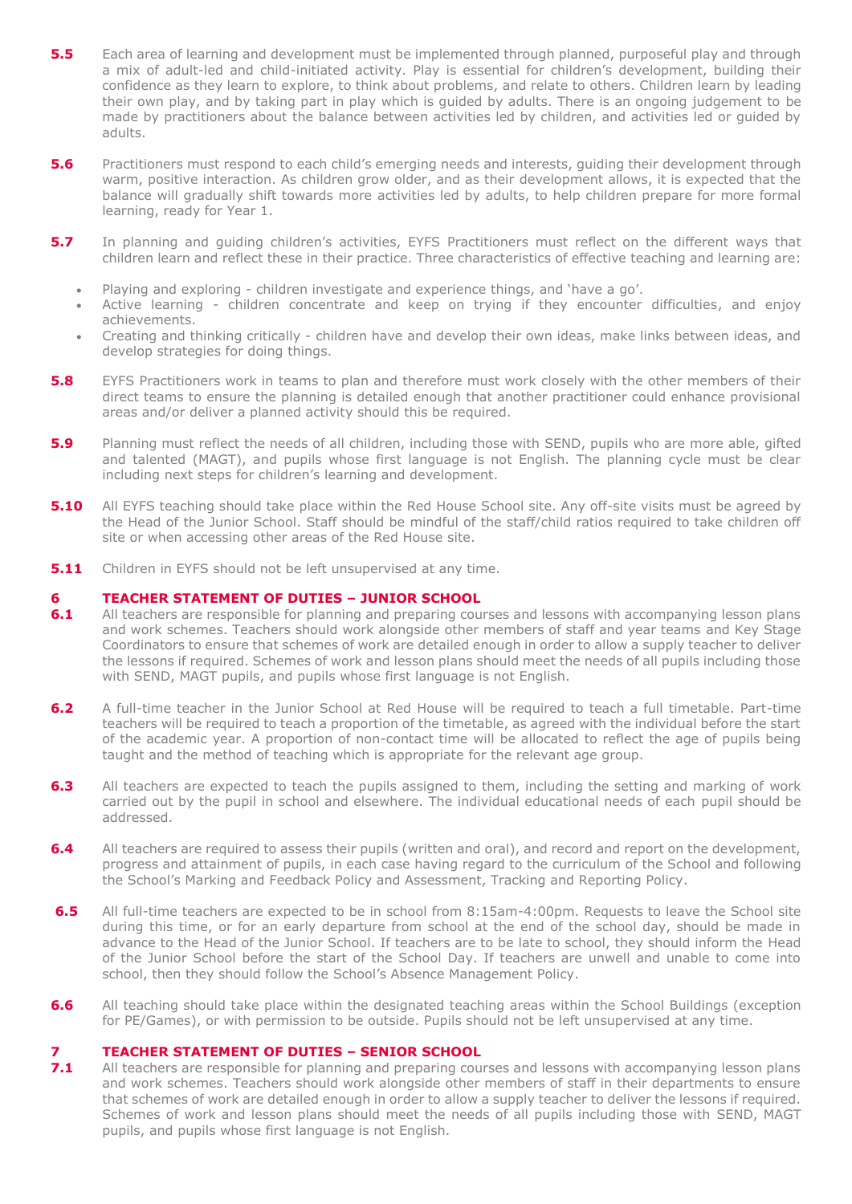**5.5** Each area of learning and development must be implemented through planned, purposeful play and through a mix of adult-led and child-initiated activity. Play is essential for children's development, building their confidence as they learn to explore, to think about problems, and relate to others. Children learn by leading their own play, and by taking part in play which is guided by adults. There is an ongoing judgement to be made by practitioners about the balance between activities led by children, and activities led or guided by adults.

**5.6** Practitioners must respond to each child's emerging needs and interests, guiding their development through warm, positive interaction. As children grow older, and as their development allows, it is expected that the balance will gradually shift towards more activities led by adults, to help children prepare for more formal learning, ready for Year 1.

**5.7** In planning and guiding children's activities, EYFS Practitioners must reflect on the different ways that children learn and reflect these in their practice. Three characteristics of effective teaching and learning are:

- Playing and exploring - children investigate and experience things, and 'have a go'.
- Active learning - children concentrate and keep on trying if they encounter difficulties, and enjoy achievements.
- Creating and thinking critically - children have and develop their own ideas, make links between ideas, and develop strategies for doing things.

**5.8** EYFS Practitioners work in teams to plan and therefore must work closely with the other members of their direct teams to ensure the planning is detailed enough that another practitioner could enhance provisional areas and/or deliver a planned activity should this be required.

**5.9** Planning must reflect the needs of all children, including those with SEND, pupils who are more able, gifted and talented (MAGT), and pupils whose first language is not English. The planning cycle must be clear including next steps for children's learning and development.

**5.10** All EYFS teaching should take place within the Red House School site. Any off-site visits must be agreed by the Head of the Junior School. Staff should be mindful of the staff/child ratios required to take children off site or when accessing other areas of the Red House site.

**5.11** Children in EYFS should not be left unsupervised at any time.

## 6 TEACHER STATEMENT OF DUTIES – JUNIOR SCHOOL

**6.1** All teachers are responsible for planning and preparing courses and lessons with accompanying lesson plans and work schemes. Teachers should work alongside other members of staff and year teams and Key Stage Coordinators to ensure that schemes of work are detailed enough in order to allow a supply teacher to deliver the lessons if required. Schemes of work and lesson plans should meet the needs of all pupils including those with SEND, MAGT pupils, and pupils whose first language is not English.

**6.2** A full-time teacher in the Junior School at Red House will be required to teach a full timetable. Part-time teachers will be required to teach a proportion of the timetable, as agreed with the individual before the start of the academic year. A proportion of non-contact time will be allocated to reflect the age of pupils being taught and the method of teaching which is appropriate for the relevant age group.

**6.3** All teachers are expected to teach the pupils assigned to them, including the setting and marking of work carried out by the pupil in school and elsewhere. The individual educational needs of each pupil should be addressed.

**6.4** All teachers are required to assess their pupils (written and oral), and record and report on the development, progress and attainment of pupils, in each case having regard to the curriculum of the School and following the School's Marking and Feedback Policy and Assessment, Tracking and Reporting Policy.

**6.5** All full-time teachers are expected to be in school from 8:15am-4:00pm. Requests to leave the School site during this time, or for an early departure from school at the end of the school day, should be made in advance to the Head of the Junior School. If teachers are to be late to school, they should inform the Head of the Junior School before the start of the School Day. If teachers are unwell and unable to come into school, then they should follow the School's Absence Management Policy.

**6.6** All teaching should take place within the designated teaching areas within the School Buildings (exception for PE/Games), or with permission to be outside. Pupils should not be left unsupervised at any time.

## 7 TEACHER STATEMENT OF DUTIES – SENIOR SCHOOL

**7.1** All teachers are responsible for planning and preparing courses and lessons with accompanying lesson plans and work schemes. Teachers should work alongside other members of staff in their departments to ensure that schemes of work are detailed enough in order to allow a supply teacher to deliver the lessons if required. Schemes of work and lesson plans should meet the needs of all pupils including those with SEND, MAGT pupils, and pupils whose first language is not English.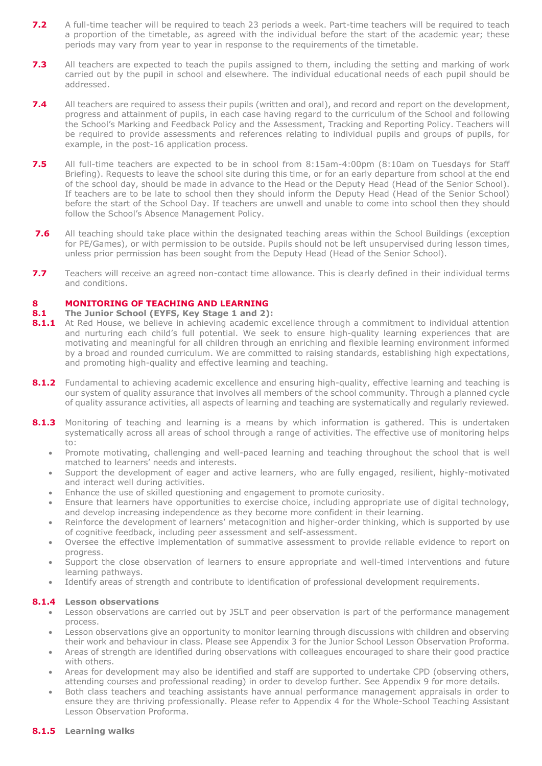**7.2** A full-time teacher will be required to teach 23 periods a week. Part-time teachers will be required to teach a proportion of the timetable, as agreed with the individual before the start of the academic year; these periods may vary from year to year in response to the requirements of the timetable.

**7.3** All teachers are expected to teach the pupils assigned to them, including the setting and marking of work carried out by the pupil in school and elsewhere. The individual educational needs of each pupil should be addressed.

**7.4** All teachers are required to assess their pupils (written and oral), and record and report on the development, progress and attainment of pupils, in each case having regard to the curriculum of the School and following the School's Marking and Feedback Policy and the Assessment, Tracking and Reporting Policy. Teachers will be required to provide assessments and references relating to individual pupils and groups of pupils, for example, in the post-16 application process.

**7.5** All full-time teachers are expected to be in school from 8:15am-4:00pm (8:10am on Tuesdays for Staff Briefing). Requests to leave the school site during this time, or for an early departure from school at the end of the school day, should be made in advance to the Head or the Deputy Head (Head of the Senior School). If teachers are to be late to school then they should inform the Deputy Head (Head of the Senior School) before the start of the School Day. If teachers are unwell and unable to come into school then they should follow the School's Absence Management Policy.

**7.6** All teaching should take place within the designated teaching areas within the School Buildings (exception for PE/Games), or with permission to be outside. Pupils should not be left unsupervised during lesson times, unless prior permission has been sought from the Deputy Head (Head of the Senior School).

**7.7** Teachers will receive an agreed non-contact time allowance. This is clearly defined in their individual terms and conditions.

## 8 MONITORING OF TEACHING AND LEARNING

### 8.1 The Junior School (EYFS, Key Stage 1 and 2):

**8.1.1** At Red House, we believe in achieving academic excellence through a commitment to individual attention and nurturing each child's full potential. We seek to ensure high-quality learning experiences that are motivating and meaningful for all children through an enriching and flexible learning environment informed by a broad and rounded curriculum. We are committed to raising standards, establishing high expectations, and promoting high-quality and effective learning and teaching.

**8.1.2** Fundamental to achieving academic excellence and ensuring high-quality, effective learning and teaching is our system of quality assurance that involves all members of the school community. Through a planned cycle of quality assurance activities, all aspects of learning and teaching are systematically and regularly reviewed.

**8.1.3** Monitoring of teaching and learning is a means by which information is gathered. This is undertaken systematically across all areas of school through a range of activities. The effective use of monitoring helps to:

- Promote motivating, challenging and well-paced learning and teaching throughout the school that is well matched to learners' needs and interests.
- Support the development of eager and active learners, who are fully engaged, resilient, highly-motivated and interact well during activities.
- Enhance the use of skilled questioning and engagement to promote curiosity.
- Ensure that learners have opportunities to exercise choice, including appropriate use of digital technology, and develop increasing independence as they become more confident in their learning.
- Reinforce the development of learners' metacognition and higher-order thinking, which is supported by use of cognitive feedback, including peer assessment and self-assessment.
- Oversee the effective implementation of summative assessment to provide reliable evidence to report on progress.
- Support the close observation of learners to ensure appropriate and well-timed interventions and future learning pathways.
- Identify areas of strength and contribute to identification of professional development requirements.

#### 8.1.4 Lesson observations

- Lesson observations are carried out by JSLT and peer observation is part of the performance management process.
- Lesson observations give an opportunity to monitor learning through discussions with children and observing their work and behaviour in class. Please see Appendix 3 for the Junior School Lesson Observation Proforma.
- Areas of strength are identified during observations with colleagues encouraged to share their good practice with others.
- Areas for development may also be identified and staff are supported to undertake CPD (observing others, attending courses and professional reading) in order to develop further. See Appendix 9 for more details.
- Both class teachers and teaching assistants have annual performance management appraisals in order to ensure they are thriving professionally. Please refer to Appendix 4 for the Whole-School Teaching Assistant Lesson Observation Proforma.

#### 8.1.5 Learning walks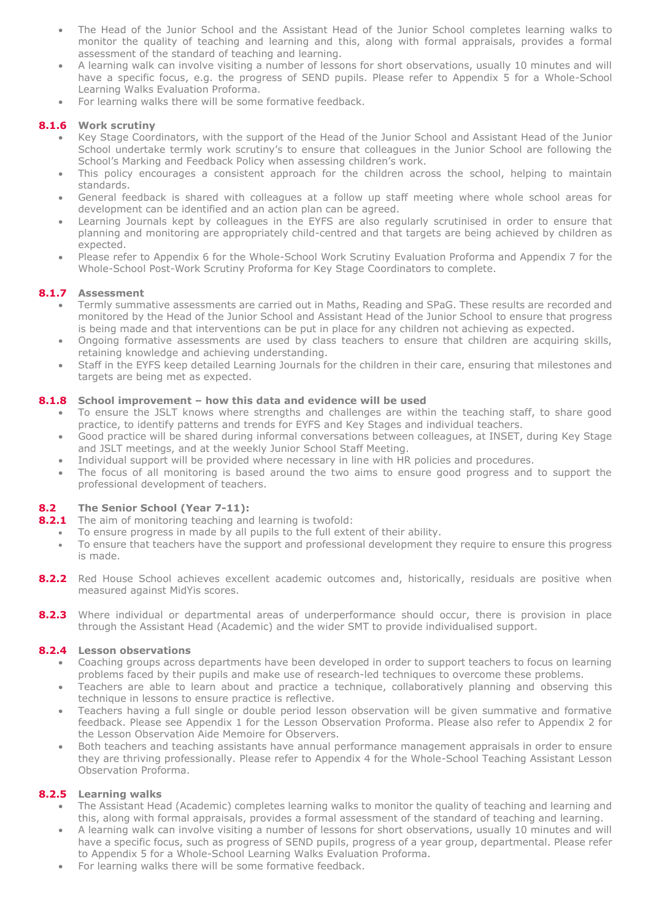- The Head of the Junior School and the Assistant Head of the Junior School completes learning walks to monitor the quality of teaching and learning and this, along with formal appraisals, provides a formal assessment of the standard of teaching and learning.
- A learning walk can involve visiting a number of lessons for short observations, usually 10 minutes and will have a specific focus, e.g. the progress of SEND pupils. Please refer to Appendix 5 for a Whole-School Learning Walks Evaluation Proforma.
- For learning walks there will be some formative feedback.

### 8.1.6 Work scrutiny

- Key Stage Coordinators, with the support of the Head of the Junior School and Assistant Head of the Junior School undertake termly work scrutiny's to ensure that colleagues in the Junior School are following the School's Marking and Feedback Policy when assessing children's work.
- This policy encourages a consistent approach for the children across the school, helping to maintain standards.
- General feedback is shared with colleagues at a follow up staff meeting where whole school areas for development can be identified and an action plan can be agreed.
- Learning Journals kept by colleagues in the EYFS are also regularly scrutinised in order to ensure that planning and monitoring are appropriately child-centred and that targets are being achieved by children as expected.
- Please refer to Appendix 6 for the Whole-School Work Scrutiny Evaluation Proforma and Appendix 7 for the Whole-School Post-Work Scrutiny Proforma for Key Stage Coordinators to complete.

### 8.1.7 Assessment

- Termly summative assessments are carried out in Maths, Reading and SPaG. These results are recorded and monitored by the Head of the Junior School and Assistant Head of the Junior School to ensure that progress is being made and that interventions can be put in place for any children not achieving as expected.
- Ongoing formative assessments are used by class teachers to ensure that children are acquiring skills, retaining knowledge and achieving understanding.
- Staff in the EYFS keep detailed Learning Journals for the children in their care, ensuring that milestones and targets are being met as expected.

### 8.1.8 School improvement – how this data and evidence will be used

- To ensure the JSLT knows where strengths and challenges are within the teaching staff, to share good practice, to identify patterns and trends for EYFS and Key Stages and individual teachers.
- Good practice will be shared during informal conversations between colleagues, at INSET, during Key Stage and JSLT meetings, and at the weekly Junior School Staff Meeting.
- Individual support will be provided where necessary in line with HR policies and procedures.
- The focus of all monitoring is based around the two aims to ensure good progress and to support the professional development of teachers.

## 8.2 The Senior School (Year 7-11):

**8.2.1** The aim of monitoring teaching and learning is twofold:

- To ensure progress in made by all pupils to the full extent of their ability.
- To ensure that teachers have the support and professional development they require to ensure this progress is made.

**8.2.2** Red House School achieves excellent academic outcomes and, historically, residuals are positive when measured against MidYis scores.

**8.2.3** Where individual or departmental areas of underperformance should occur, there is provision in place through the Assistant Head (Academic) and the wider SMT to provide individualised support.

### 8.2.4 Lesson observations

- Coaching groups across departments have been developed in order to support teachers to focus on learning problems faced by their pupils and make use of research-led techniques to overcome these problems.
- Teachers are able to learn about and practice a technique, collaboratively planning and observing this technique in lessons to ensure practice is reflective.
- Teachers having a full single or double period lesson observation will be given summative and formative feedback. Please see Appendix 1 for the Lesson Observation Proforma. Please also refer to Appendix 2 for the Lesson Observation Aide Memoire for Observers.
- Both teachers and teaching assistants have annual performance management appraisals in order to ensure they are thriving professionally. Please refer to Appendix 4 for the Whole-School Teaching Assistant Lesson Observation Proforma.

### 8.2.5 Learning walks

- The Assistant Head (Academic) completes learning walks to monitor the quality of teaching and learning and this, along with formal appraisals, provides a formal assessment of the standard of teaching and learning.
- A learning walk can involve visiting a number of lessons for short observations, usually 10 minutes and will have a specific focus, such as progress of SEND pupils, progress of a year group, departmental. Please refer to Appendix 5 for a Whole-School Learning Walks Evaluation Proforma.
- For learning walks there will be some formative feedback.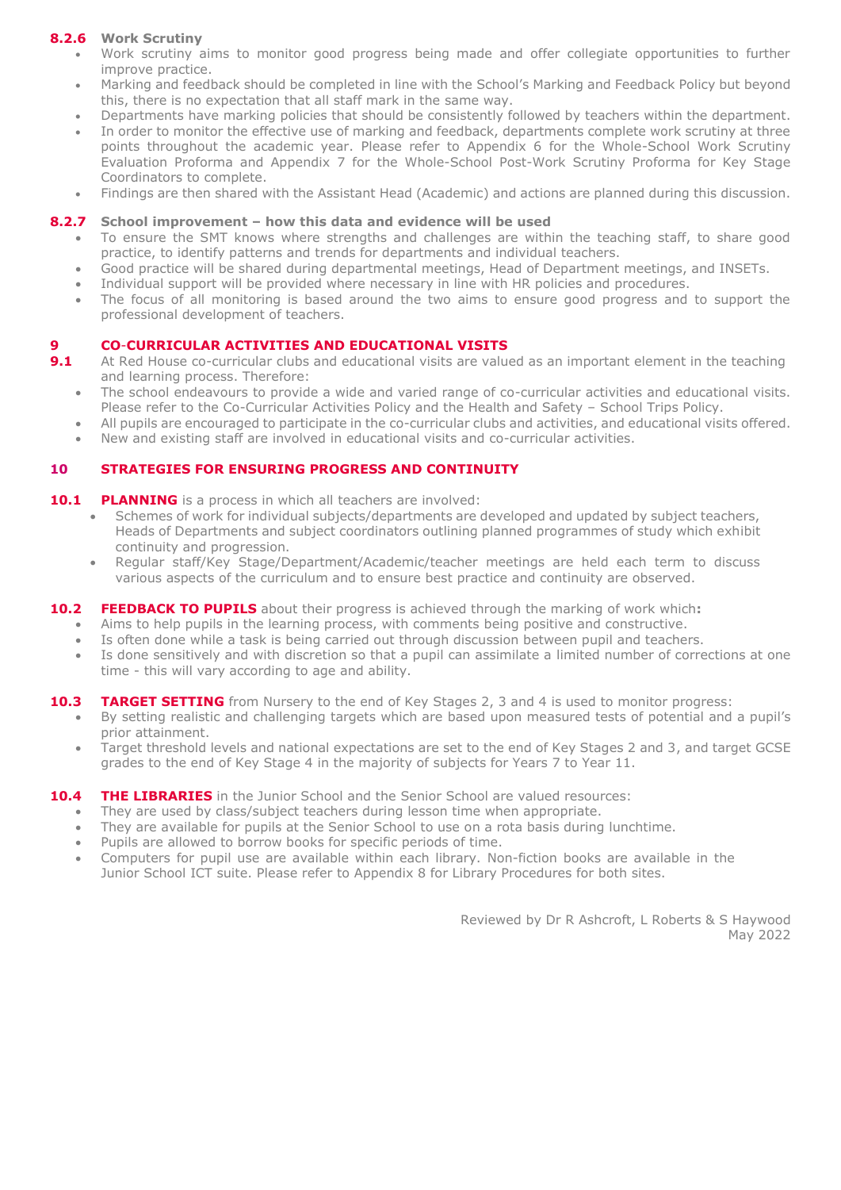#### 8.2.6 Work Scrutiny

- Work scrutiny aims to monitor good progress being made and offer collegiate opportunities to further improve practice.
- Marking and feedback should be completed in line with the School's Marking and Feedback Policy but beyond this, there is no expectation that all staff mark in the same way.
- Departments have marking policies that should be consistently followed by teachers within the department.
- In order to monitor the effective use of marking and feedback, departments complete work scrutiny at three points throughout the academic year. Please refer to Appendix 6 for the Whole-School Work Scrutiny Evaluation Proforma and Appendix 7 for the Whole-School Post-Work Scrutiny Proforma for Key Stage Coordinators to complete.
- Findings are then shared with the Assistant Head (Academic) and actions are planned during this discussion.

#### 8.2.7 School improvement – how this data and evidence will be used

- To ensure the SMT knows where strengths and challenges are within the teaching staff, to share good practice, to identify patterns and trends for departments and individual teachers.
- Good practice will be shared during departmental meetings, Head of Department meetings, and INSETs.
- Individual support will be provided where necessary in line with HR policies and procedures.
- The focus of all monitoring is based around the two aims to ensure good progress and to support the professional development of teachers.

## 9 CO-CURRICULAR ACTIVITIES AND EDUCATIONAL VISITS

**9.1** At Red House co-curricular clubs and educational visits are valued as an important element in the teaching and learning process. Therefore:

- The school endeavours to provide a wide and varied range of co-curricular activities and educational visits. Please refer to the Co-Curricular Activities Policy and the Health and Safety – School Trips Policy.
- All pupils are encouraged to participate in the co-curricular clubs and activities, and educational visits offered.
- New and existing staff are involved in educational visits and co-curricular activities.

## 10 STRATEGIES FOR ENSURING PROGRESS AND CONTINUITY

**10.1 PLANNING** is a process in which all teachers are involved:

- Schemes of work for individual subjects/departments are developed and updated by subject teachers, Heads of Departments and subject coordinators outlining planned programmes of study which exhibit continuity and progression.
- Regular staff/Key Stage/Department/Academic/teacher meetings are held each term to discuss various aspects of the curriculum and to ensure best practice and continuity are observed.

**10.2 FEEDBACK TO PUPILS** about their progress is achieved through the marking of work which**:**

- Aims to help pupils in the learning process, with comments being positive and constructive.
- Is often done while a task is being carried out through discussion between pupil and teachers.
- Is done sensitively and with discretion so that a pupil can assimilate a limited number of corrections at one time - this will vary according to age and ability.

**10.3 TARGET SETTING** from Nursery to the end of Key Stages 2, 3 and 4 is used to monitor progress:

- By setting realistic and challenging targets which are based upon measured tests of potential and a pupil's prior attainment.
- Target threshold levels and national expectations are set to the end of Key Stages 2 and 3, and target GCSE grades to the end of Key Stage 4 in the majority of subjects for Years 7 to Year 11.

**10.4 THE LIBRARIES** in the Junior School and the Senior School are valued resources:

- They are used by class/subject teachers during lesson time when appropriate.
- They are available for pupils at the Senior School to use on a rota basis during lunchtime.
- Pupils are allowed to borrow books for specific periods of time.
- Computers for pupil use are available within each library. Non-fiction books are available in the Junior School ICT suite. Please refer to Appendix 8 for Library Procedures for both sites.

Reviewed by Dr R Ashcroft, L Roberts & S Haywood
May 2022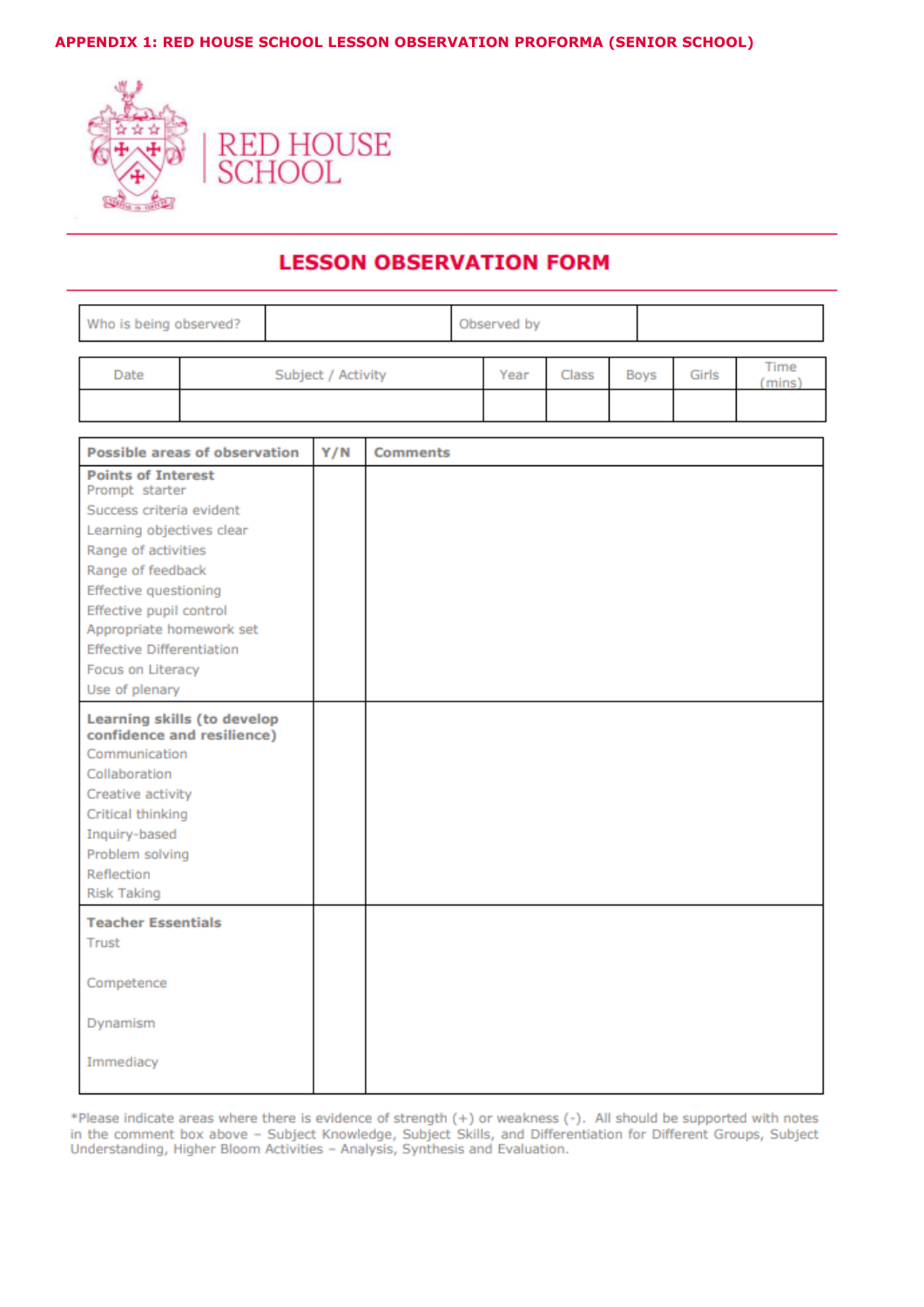**APPENDIX 1: RED HOUSE SCHOOL LESSON OBSERVATION PROFORMA (SENIOR SCHOOL)**

RED HOUSE SCHOOL

# LESSON OBSERVATION FORM

| Who is being observed? | | Observed by | |
|---|---|---|---|

| Date | Subject / Activity | Year | Class | Boys | Girls | Time (mins) |
|---|---|---|---|---|---|---|
| | | | | | | |

| Possible areas of observation | Y/N | Comments |
|---|---|---|
| **Points of Interest**<br>Prompt starter<br>Success criteria evident<br>Learning objectives clear<br>Range of activities<br>Range of feedback<br>Effective questioning<br>Effective pupil control<br>Appropriate homework set<br>Effective Differentiation<br>Focus on Literacy<br>Use of plenary | | |
| **Learning skills (to develop confidence and resilience)**<br>Communication<br>Collaboration<br>Creative activity<br>Critical thinking<br>Inquiry-based<br>Problem solving<br>Reflection<br>Risk Taking | | |
| **Teacher Essentials**<br>Trust<br>Competence<br>Dynamism<br>Immediacy | | |

*Please indicate areas where there is evidence of strength (+) or weakness (-). All should be supported with notes in the comment box above – Subject Knowledge, Subject Skills, and Differentiation for Different Groups, Subject Understanding, Higher Bloom Activities – Analysis, Synthesis and Evaluation.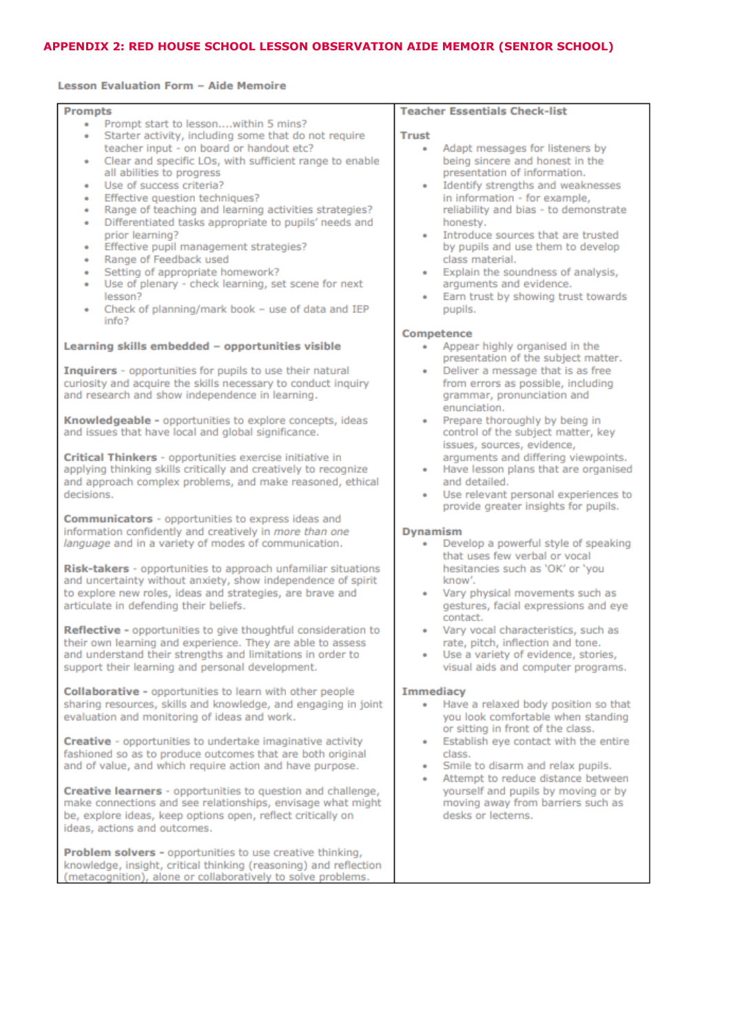# APPENDIX 2: RED HOUSE SCHOOL LESSON OBSERVATION AIDE MEMOIR (SENIOR SCHOOL)

**Lesson Evaluation Form – Aide Memoire**

## Prompts

- Prompt start to lesson....within 5 mins?
- Starter activity, including some that do not require teacher input - on board or handout etc?
- Clear and specific LOs, with sufficient range to enable all abilities to progress
- Use of success criteria?
- Effective question techniques?
- Range of teaching and learning activities strategies?
- Differentiated tasks appropriate to pupils' needs and prior learning?
- Effective pupil management strategies?
- Range of Feedback used
- Setting of appropriate homework?
- Use of plenary - check learning, set scene for next lesson?
- Check of planning/mark book – use of data and IEP info?

## Learning skills embedded – opportunities visible

**Inquirers** - opportunities for pupils to use their natural curiosity and acquire the skills necessary to conduct inquiry and research and show independence in learning.

**Knowledgeable** - opportunities to explore concepts, ideas and issues that have local and global significance.

**Critical Thinkers** - opportunities exercise initiative in applying thinking skills critically and creatively to recognize and approach complex problems, and make reasoned, ethical decisions.

**Communicators** - opportunities to express ideas and information confidently and creatively in *more than one language* and in a variety of modes of communication.

**Risk-takers** - opportunities to approach unfamiliar situations and uncertainty without anxiety, show independence of spirit to explore new roles, ideas and strategies, are brave and articulate in defending their beliefs.

**Reflective** - opportunities to give thoughtful consideration to their own learning and experience. They are able to assess and understand their strengths and limitations in order to support their learning and personal development.

**Collaborative** - opportunities to learn with other people sharing resources, skills and knowledge, and engaging in joint evaluation and monitoring of ideas and work.

**Creative** - opportunities to undertake imaginative activity fashioned so as to produce outcomes that are both original and of value, and which require action and have purpose.

**Creative learners** - opportunities to question and challenge, make connections and see relationships, envisage what might be, explore ideas, keep options open, reflect critically on ideas, actions and outcomes.

**Problem solvers** - opportunities to use creative thinking, knowledge, insight, critical thinking (reasoning) and reflection (metacognition), alone or collaboratively to solve problems.

## Teacher Essentials Check-list

### Trust

- Adapt messages for listeners by being sincere and honest in the presentation of information.
- Identify strengths and weaknesses in information - for example, reliability and bias - to demonstrate honesty.
- Introduce sources that are trusted by pupils and use them to develop class material.
- Explain the soundness of analysis, arguments and evidence.
- Earn trust by showing trust towards pupils.

### Competence

- Appear highly organised in the presentation of the subject matter.
- Deliver a message that is as free from errors as possible, including grammar, pronunciation and enunciation.
- Prepare thoroughly by being in control of the subject matter, key issues, sources, evidence, arguments and differing viewpoints.
- Have lesson plans that are organised and detailed.
- Use relevant personal experiences to provide greater insights for pupils.

### Dynamism

- Develop a powerful style of speaking that uses few verbal or vocal hesitancies such as 'OK' or 'you know'.
- Vary physical movements such as gestures, facial expressions and eye contact.
- Vary vocal characteristics, such as rate, pitch, inflection and tone.
- Use a variety of evidence, stories, visual aids and computer programs.

### Immediacy

- Have a relaxed body position so that you look comfortable when standing or sitting in front of the class.
- Establish eye contact with the entire class.
- Smile to disarm and relax pupils.
- Attempt to reduce distance between yourself and pupils by moving or by moving away from barriers such as desks or lecterns.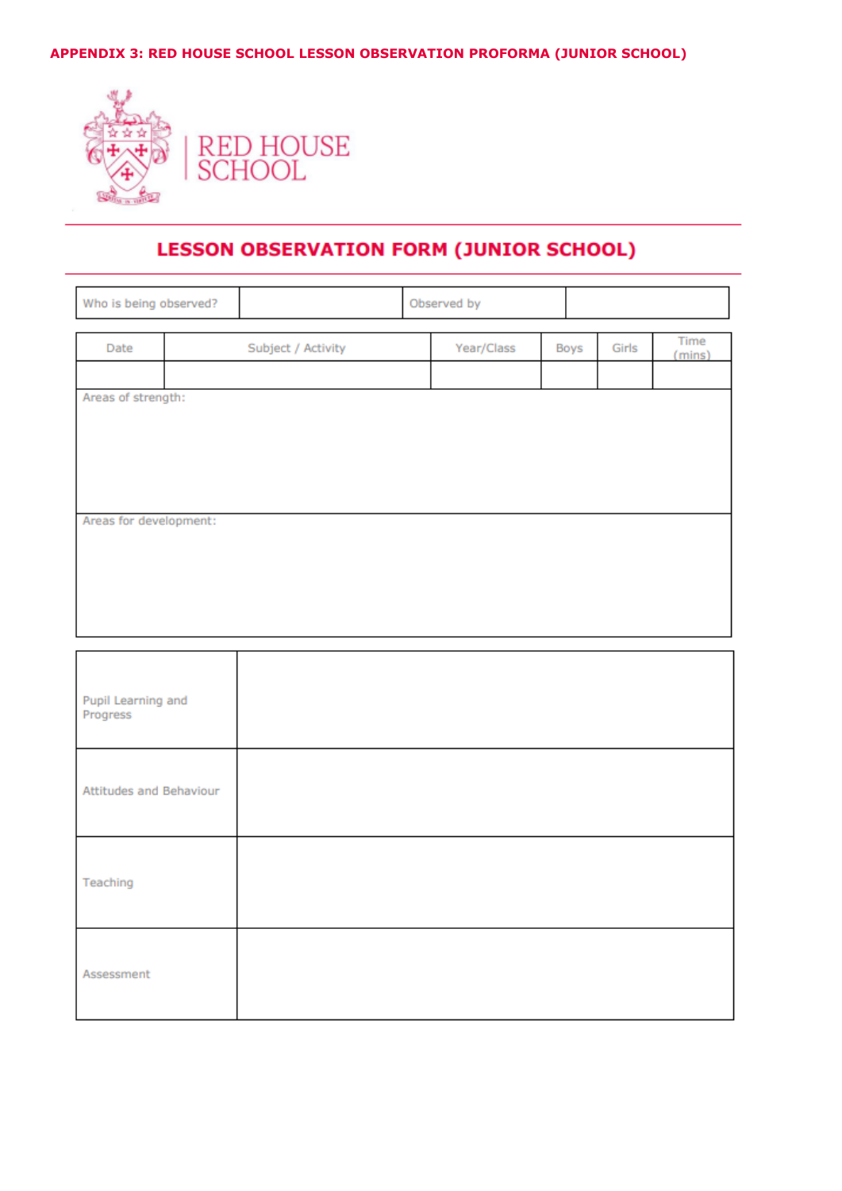**APPENDIX 3: RED HOUSE SCHOOL LESSON OBSERVATION PROFORMA (JUNIOR SCHOOL)**

RED HOUSE SCHOOL

## LESSON OBSERVATION FORM (JUNIOR SCHOOL)

| Who is being observed? | | Observed by | |
|---|---|---|---|

| Date | Subject / Activity | Year/Class | Boys | Girls | Time (mins) |
|---|---|---|---|---|---|
| | | | | | |

| Areas of strength: |
|---|
| |

| Areas for development: |
|---|
| |

| | |
|---|---|
| Pupil Learning and Progress | |
| Attitudes and Behaviour | |
| Teaching | |
| Assessment | |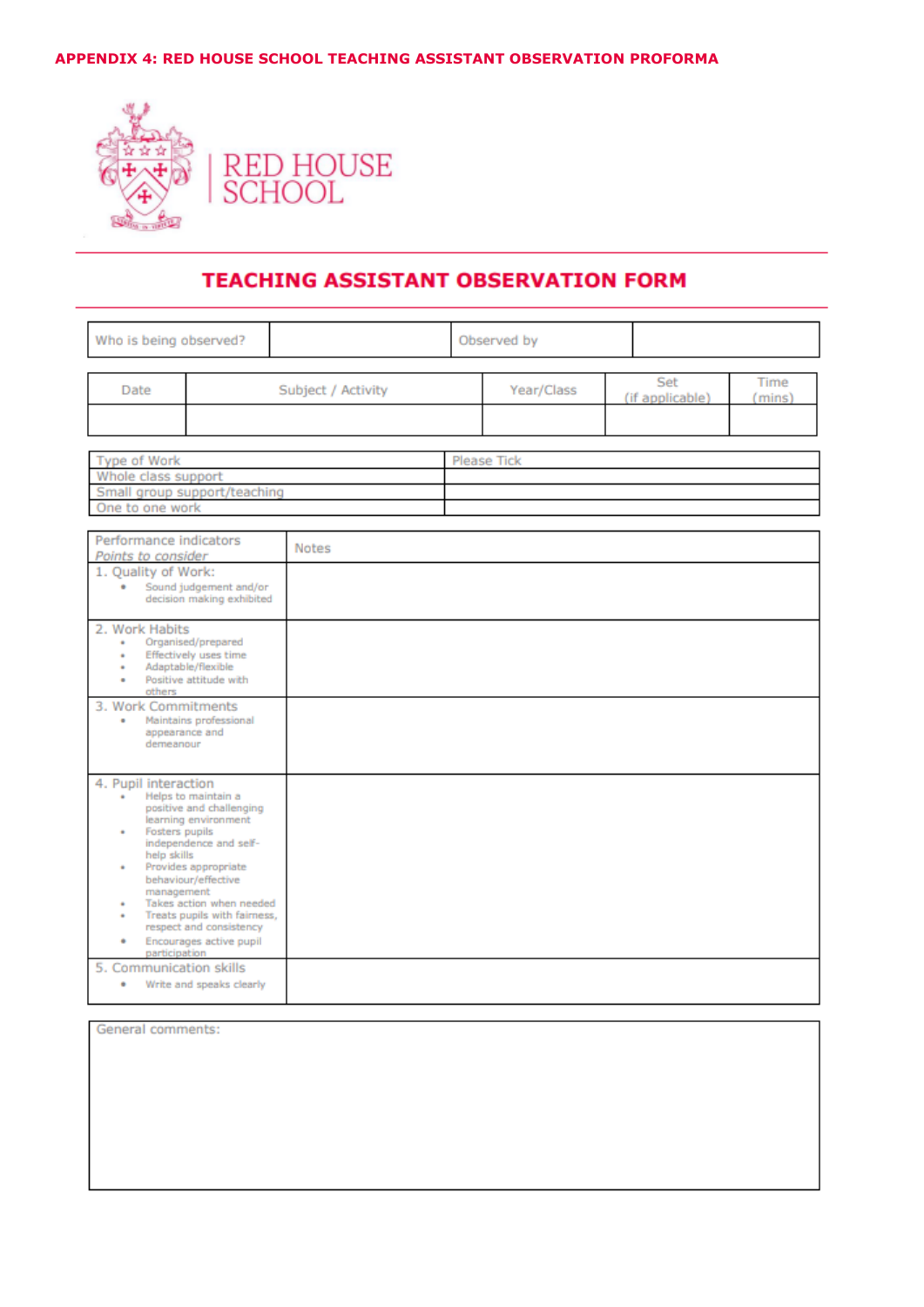**APPENDIX 4: RED HOUSE SCHOOL TEACHING ASSISTANT OBSERVATION PROFORMA**

RED HOUSE SCHOOL

# TEACHING ASSISTANT OBSERVATION FORM

| Who is being observed? | | Observed by | |
|---|---|---|---|

| Date | Subject / Activity | Year/Class | Set (if applicable) | Time (mins) |
|---|---|---|---|---|
| | | | | |

| Type of Work | Please Tick |
|---|---|
| Whole class support | |
| Small group support/teaching | |
| One to one work | |

| Performance indicators *Points to consider* | Notes |
|---|---|
| 1. Quality of Work: • Sound judgement and/or decision making exhibited | |
| 2. Work Habits • Organised/prepared • Effectively uses time • Adaptable/flexible • Positive attitude with others | |
| 3. Work Commitments • Maintains professional appearance and demeanour | |
| 4. Pupil interaction • Helps to maintain a positive and challenging learning environment • Fosters pupils independence and self-help skills • Provides appropriate behaviour/effective management • Takes action when needed • Treats pupils with fairness, respect and consistency • Encourages active pupil participation | |
| 5. Communication skills • Write and speaks clearly | |

| General comments: |
|---|
| |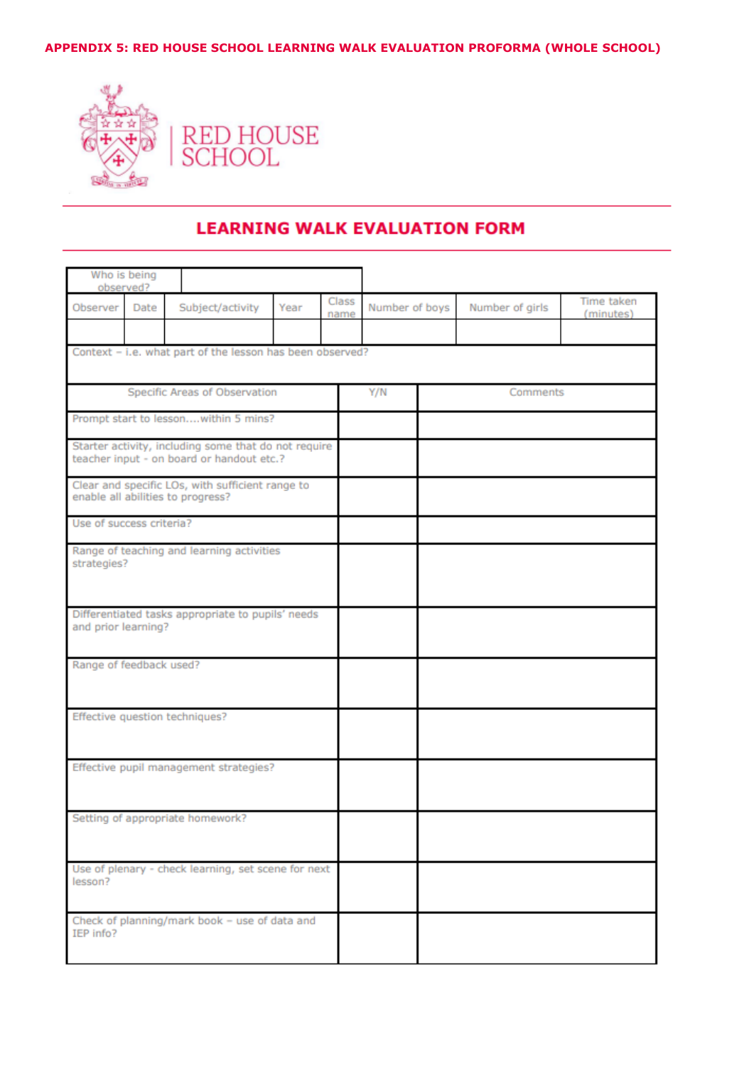**APPENDIX 5: RED HOUSE SCHOOL LEARNING WALK EVALUATION PROFORMA (WHOLE SCHOOL)**

RED HOUSE SCHOOL

## LEARNING WALK EVALUATION FORM

| Who is being observed? | |
|---|---|

| Observer | Date | Subject/activity | Year | Class name | Number of boys | Number of girls | Time taken (minutes) |
|---|---|---|---|---|---|---|---|
| | | | | | | | |

Context – i.e. what part of the lesson has been observed?

| Specific Areas of Observation | Y/N | Comments |
|---|---|---|
| Prompt start to lesson....within 5 mins? | | |
| Starter activity, including some that do not require teacher input - on board or handout etc.? | | |
| Clear and specific LOs, with sufficient range to enable all abilities to progress? | | |
| Use of success criteria? | | |
| Range of teaching and learning activities strategies? | | |
| Differentiated tasks appropriate to pupils' needs and prior learning? | | |
| Range of feedback used? | | |
| Effective question techniques? | | |
| Effective pupil management strategies? | | |
| Setting of appropriate homework? | | |
| Use of plenary - check learning, set scene for next lesson? | | |
| Check of planning/mark book – use of data and IEP info? | | |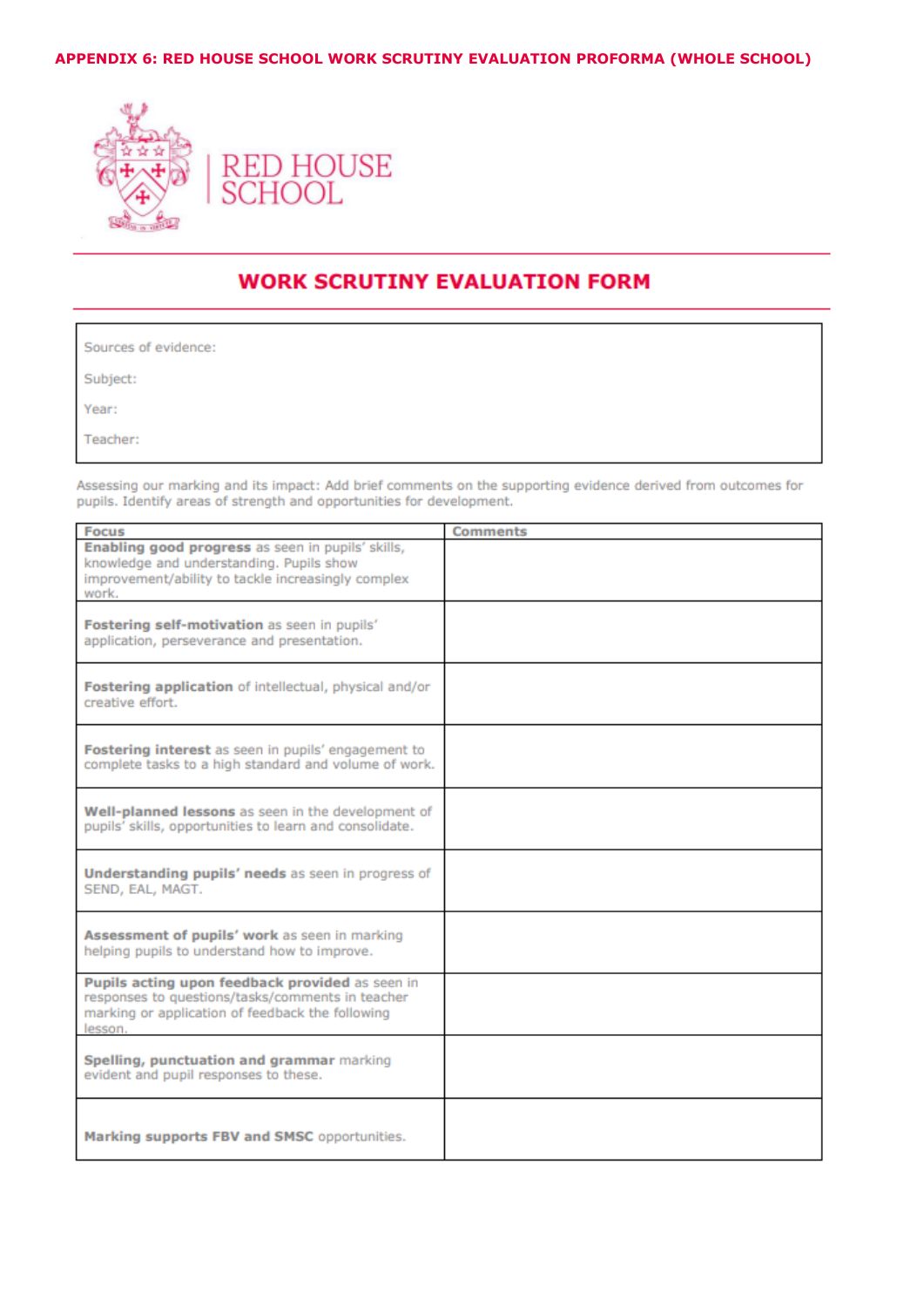## APPENDIX 6: RED HOUSE SCHOOL WORK SCRUTINY EVALUATION PROFORMA (WHOLE SCHOOL)

RED HOUSE SCHOOL

# WORK SCRUTINY EVALUATION FORM

Sources of evidence:

Subject:

Year:

Teacher:

Assessing our marking and its impact: Add brief comments on the supporting evidence derived from outcomes for pupils. Identify areas of strength and opportunities for development.

| Focus | Comments |
| --- | --- |
| **Enabling good progress** as seen in pupils' skills, knowledge and understanding. Pupils show improvement/ability to tackle increasingly complex work. | |
| **Fostering self-motivation** as seen in pupils' application, perseverance and presentation. | |
| **Fostering application** of intellectual, physical and/or creative effort. | |
| **Fostering interest** as seen in pupils' engagement to complete tasks to a high standard and volume of work. | |
| **Well-planned lessons** as seen in the development of pupils' skills, opportunities to learn and consolidate. | |
| **Understanding pupils' needs** as seen in progress of SEND, EAL, MAGT. | |
| **Assessment of pupils' work** as seen in marking helping pupils to understand how to improve. | |
| **Pupils acting upon feedback provided** as seen in responses to questions/tasks/comments in teacher marking or application of feedback the following lesson. | |
| **Spelling, punctuation and grammar** marking evident and pupil responses to these. | |
| **Marking supports FBV and SMSC** opportunities. | |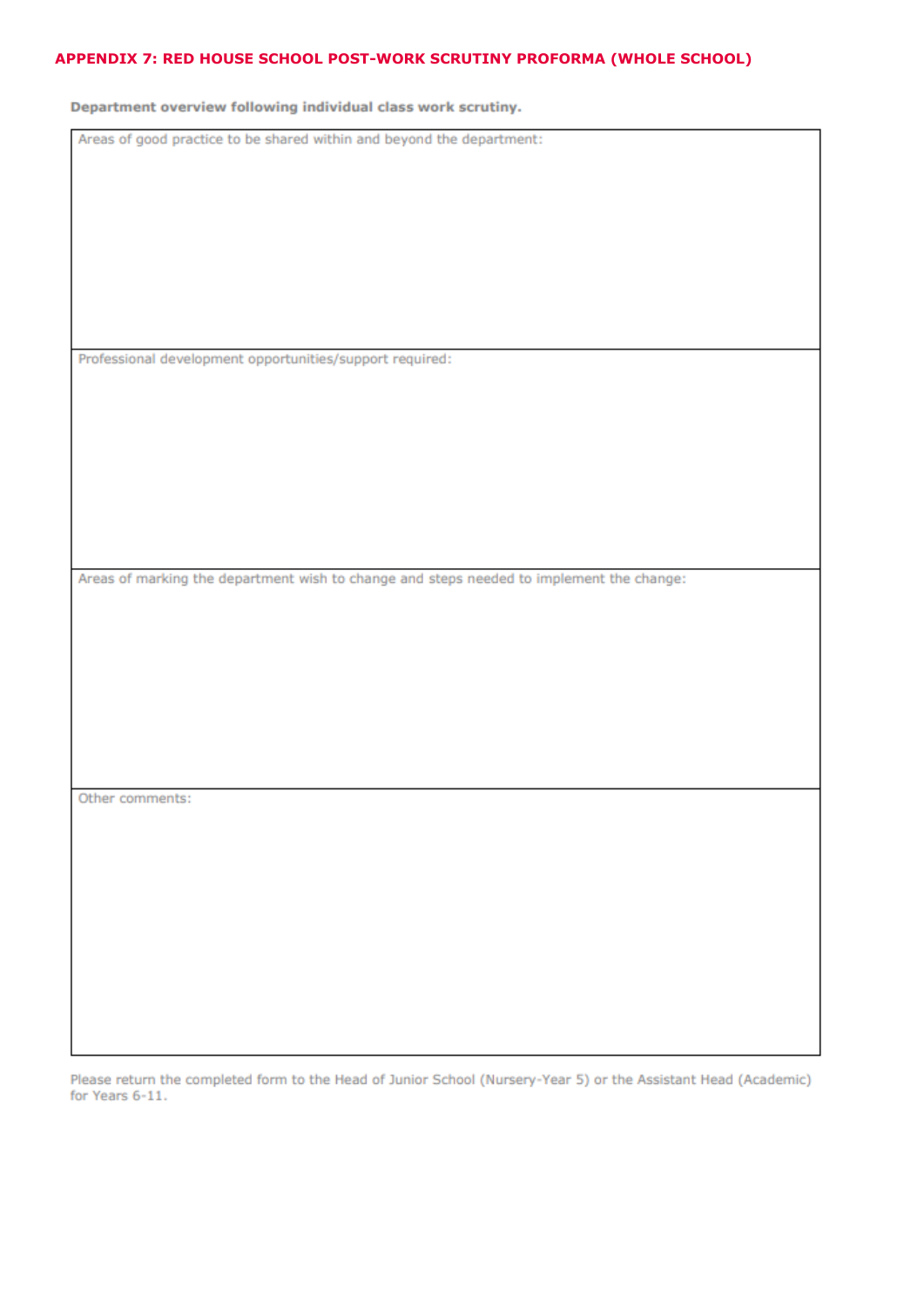## APPENDIX 7: RED HOUSE SCHOOL POST-WORK SCRUTINY PROFORMA (WHOLE SCHOOL)

**Department overview following individual class work scrutiny.**

| Areas of good practice to be shared within and beyond the department: |
|---|
| Professional development opportunities/support required: |
| Areas of marking the department wish to change and steps needed to implement the change: |
| Other comments: |

Please return the completed form to the Head of Junior School (Nursery-Year 5) or the Assistant Head (Academic) for Years 6-11.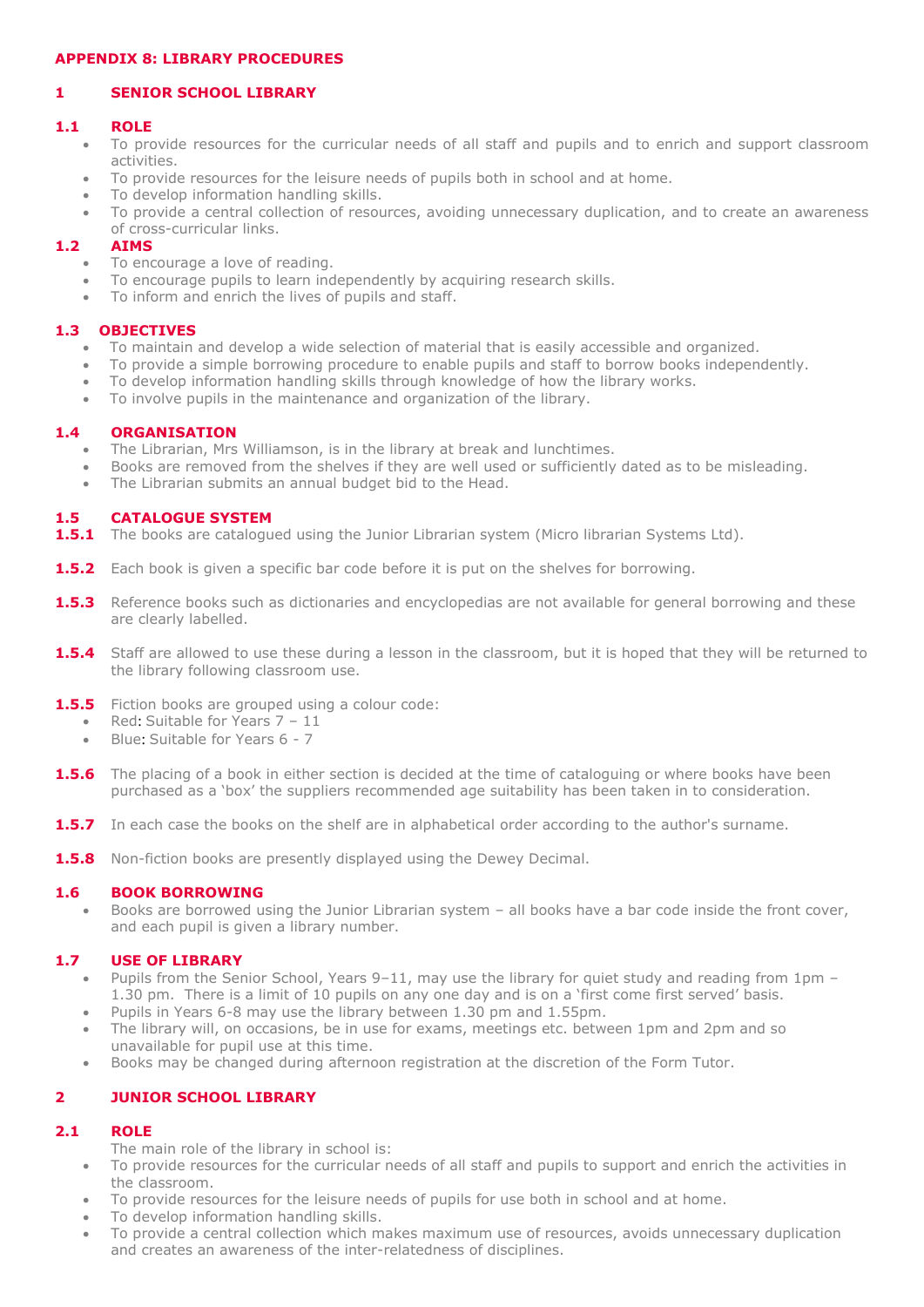## APPENDIX 8: LIBRARY PROCEDURES

### 1 SENIOR SCHOOL LIBRARY

#### 1.1 ROLE

- To provide resources for the curricular needs of all staff and pupils and to enrich and support classroom activities.
- To provide resources for the leisure needs of pupils both in school and at home.
- To develop information handling skills.
- To provide a central collection of resources, avoiding unnecessary duplication, and to create an awareness of cross-curricular links.

#### 1.2 AIMS

- To encourage a love of reading.
- To encourage pupils to learn independently by acquiring research skills.
- To inform and enrich the lives of pupils and staff.

#### 1.3 OBJECTIVES

- To maintain and develop a wide selection of material that is easily accessible and organized.
- To provide a simple borrowing procedure to enable pupils and staff to borrow books independently.
- To develop information handling skills through knowledge of how the library works.
- To involve pupils in the maintenance and organization of the library.

#### 1.4 ORGANISATION

- The Librarian, Mrs Williamson, is in the library at break and lunchtimes.
- Books are removed from the shelves if they are well used or sufficiently dated as to be misleading.
- The Librarian submits an annual budget bid to the Head.

#### 1.5 CATALOGUE SYSTEM

**1.5.1** The books are catalogued using the Junior Librarian system (Micro librarian Systems Ltd).

**1.5.2** Each book is given a specific bar code before it is put on the shelves for borrowing.

**1.5.3** Reference books such as dictionaries and encyclopedias are not available for general borrowing and these are clearly labelled.

**1.5.4** Staff are allowed to use these during a lesson in the classroom, but it is hoped that they will be returned to the library following classroom use.

**1.5.5** Fiction books are grouped using a colour code:

- Red: Suitable for Years 7 – 11
- Blue: Suitable for Years 6 - 7

**1.5.6** The placing of a book in either section is decided at the time of cataloguing or where books have been purchased as a 'box' the suppliers recommended age suitability has been taken in to consideration.

**1.5.7** In each case the books on the shelf are in alphabetical order according to the author's surname.

**1.5.8** Non-fiction books are presently displayed using the Dewey Decimal.

#### 1.6 BOOK BORROWING

- Books are borrowed using the Junior Librarian system – all books have a bar code inside the front cover, and each pupil is given a library number.

#### 1.7 USE OF LIBRARY

- Pupils from the Senior School, Years 9–11, may use the library for quiet study and reading from 1pm – 1.30 pm. There is a limit of 10 pupils on any one day and is on a 'first come first served' basis.
- Pupils in Years 6-8 may use the library between 1.30 pm and 1.55pm.
- The library will, on occasions, be in use for exams, meetings etc. between 1pm and 2pm and so unavailable for pupil use at this time.
- Books may be changed during afternoon registration at the discretion of the Form Tutor.

### 2 JUNIOR SCHOOL LIBRARY

#### 2.1 ROLE

The main role of the library in school is:

- To provide resources for the curricular needs of all staff and pupils to support and enrich the activities in the classroom.
- To provide resources for the leisure needs of pupils for use both in school and at home.
- To develop information handling skills.
- To provide a central collection which makes maximum use of resources, avoids unnecessary duplication and creates an awareness of the inter-relatedness of disciplines.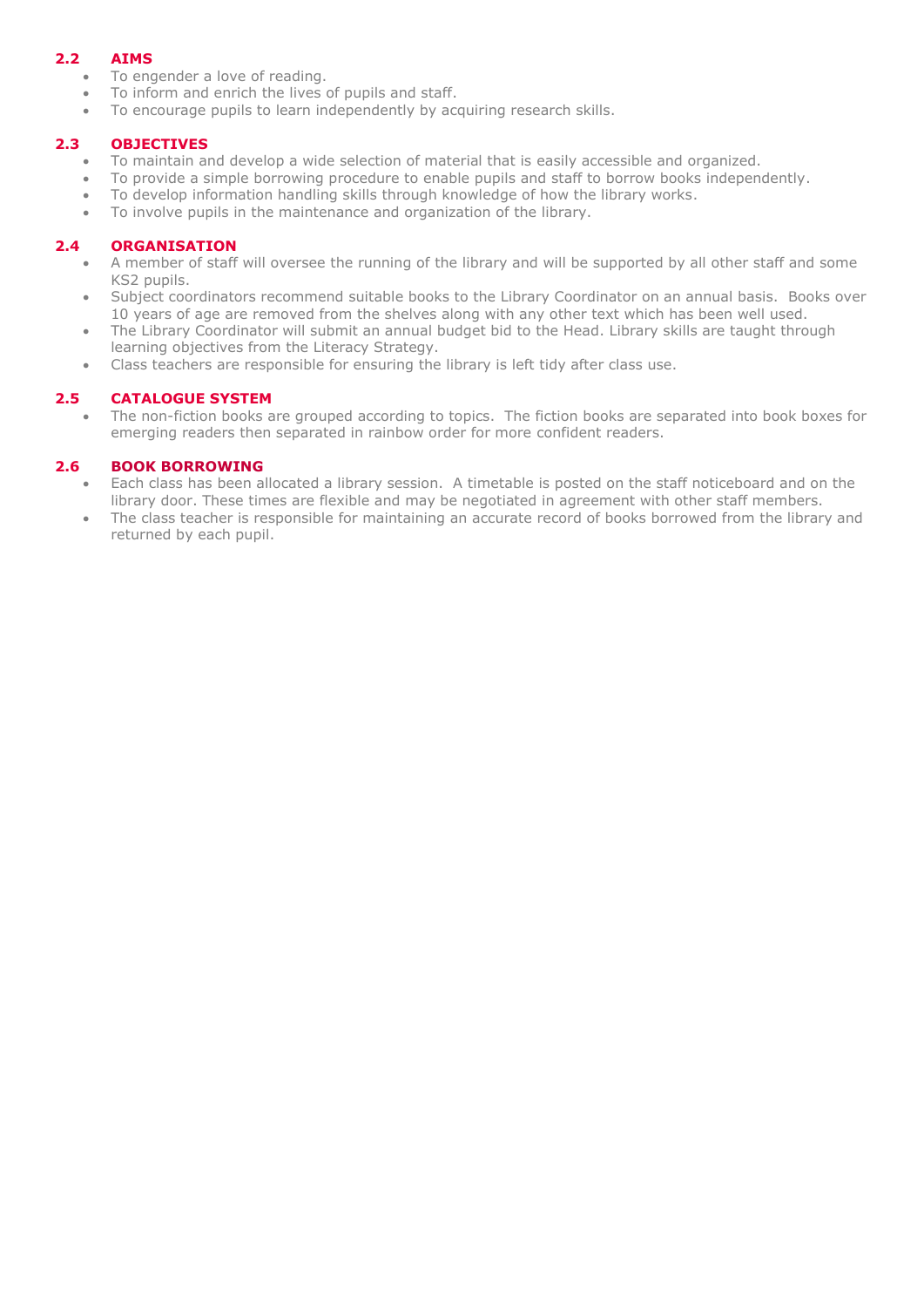## 2.2 AIMS

- To engender a love of reading.
- To inform and enrich the lives of pupils and staff.
- To encourage pupils to learn independently by acquiring research skills.

## 2.3 OBJECTIVES

- To maintain and develop a wide selection of material that is easily accessible and organized.
- To provide a simple borrowing procedure to enable pupils and staff to borrow books independently.
- To develop information handling skills through knowledge of how the library works.
- To involve pupils in the maintenance and organization of the library.

## 2.4 ORGANISATION

- A member of staff will oversee the running of the library and will be supported by all other staff and some KS2 pupils.
- Subject coordinators recommend suitable books to the Library Coordinator on an annual basis. Books over 10 years of age are removed from the shelves along with any other text which has been well used.
- The Library Coordinator will submit an annual budget bid to the Head. Library skills are taught through learning objectives from the Literacy Strategy.
- Class teachers are responsible for ensuring the library is left tidy after class use.

## 2.5 CATALOGUE SYSTEM

- The non-fiction books are grouped according to topics. The fiction books are separated into book boxes for emerging readers then separated in rainbow order for more confident readers.

## 2.6 BOOK BORROWING

- Each class has been allocated a library session. A timetable is posted on the staff noticeboard and on the library door. These times are flexible and may be negotiated in agreement with other staff members.
- The class teacher is responsible for maintaining an accurate record of books borrowed from the library and returned by each pupil.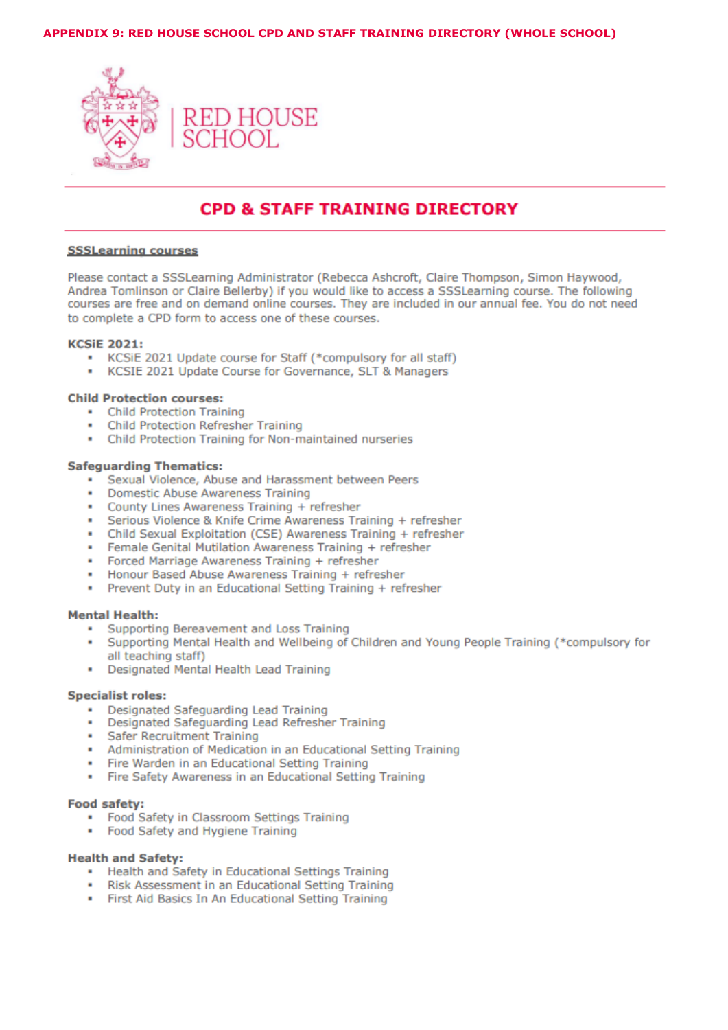APPENDIX 9: RED HOUSE SCHOOL CPD AND STAFF TRAINING DIRECTORY (WHOLE SCHOOL)

RED HOUSE SCHOOL

# CPD & STAFF TRAINING DIRECTORY

## SSSLearning courses

Please contact a SSSLearning Administrator (Rebecca Ashcroft, Claire Thompson, Simon Haywood, Andrea Tomlinson or Claire Bellerby) if you would like to access a SSSLearning course. The following courses are free and on demand online courses. They are included in our annual fee. You do not need to complete a CPD form to access one of these courses.

**KCSiE 2021:**

- KCSiE 2021 Update course for Staff (*compulsory for all staff)
- KCSIE 2021 Update Course for Governance, SLT & Managers

**Child Protection courses:**

- Child Protection Training
- Child Protection Refresher Training
- Child Protection Training for Non-maintained nurseries

**Safeguarding Thematics:**

- Sexual Violence, Abuse and Harassment between Peers
- Domestic Abuse Awareness Training
- County Lines Awareness Training + refresher
- Serious Violence & Knife Crime Awareness Training + refresher
- Child Sexual Exploitation (CSE) Awareness Training + refresher
- Female Genital Mutilation Awareness Training + refresher
- Forced Marriage Awareness Training + refresher
- Honour Based Abuse Awareness Training + refresher
- Prevent Duty in an Educational Setting Training + refresher

**Mental Health:**

- Supporting Bereavement and Loss Training
- Supporting Mental Health and Wellbeing of Children and Young People Training (*compulsory for all teaching staff)
- Designated Mental Health Lead Training

**Specialist roles:**

- Designated Safeguarding Lead Training
- Designated Safeguarding Lead Refresher Training
- Safer Recruitment Training
- Administration of Medication in an Educational Setting Training
- Fire Warden in an Educational Setting Training
- Fire Safety Awareness in an Educational Setting Training

**Food safety:**

- Food Safety in Classroom Settings Training
- Food Safety and Hygiene Training

**Health and Safety:**

- Health and Safety in Educational Settings Training
- Risk Assessment in an Educational Setting Training
- First Aid Basics In An Educational Setting Training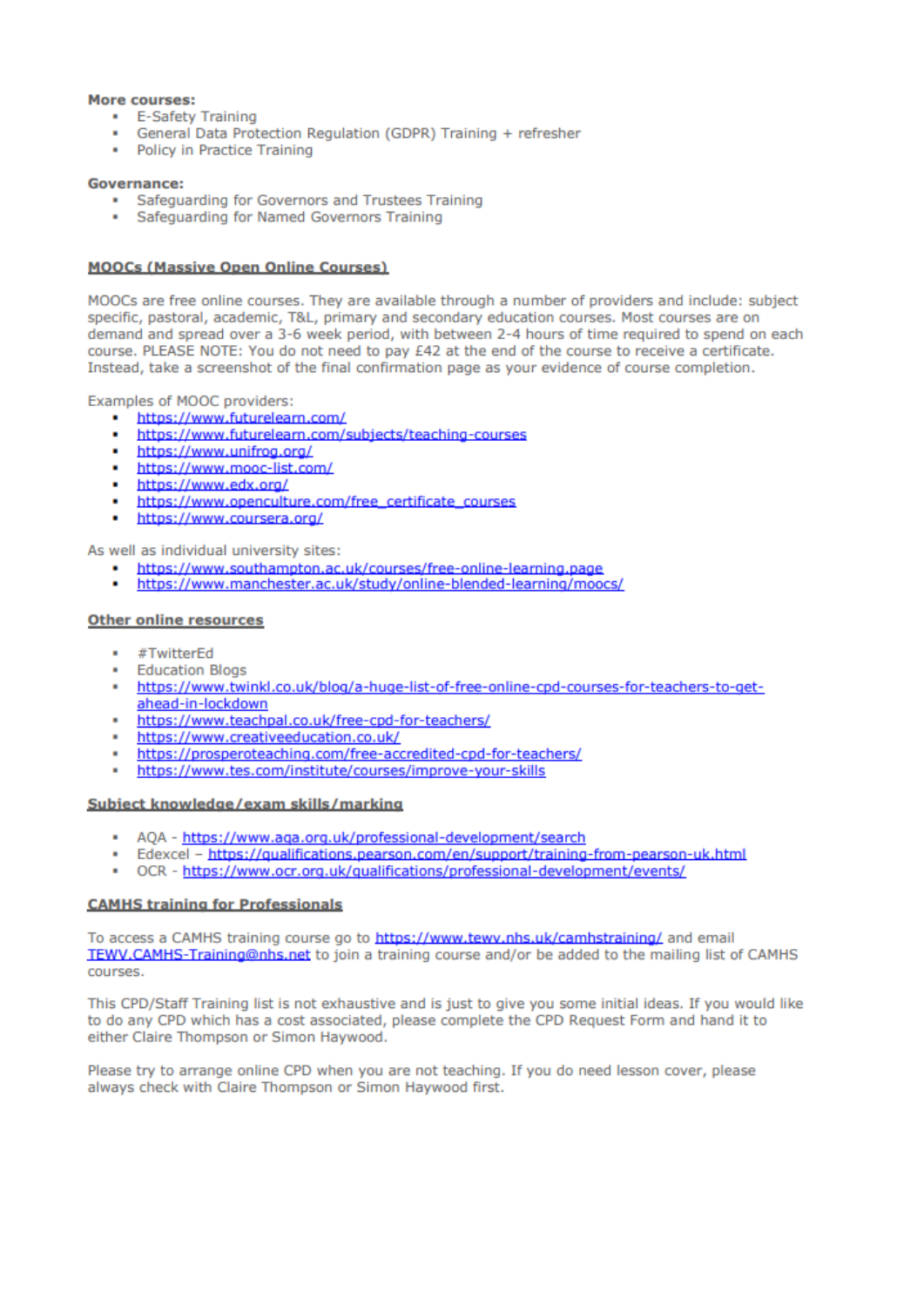**More courses:**

- E-Safety Training
- General Data Protection Regulation (GDPR) Training + refresher
- Policy in Practice Training

**Governance:**

- Safeguarding for Governors and Trustees Training
- Safeguarding for Named Governors Training

## MOOCs (Massive Open Online Courses)

MOOCs are free online courses. They are available through a number of providers and include: subject specific, pastoral, academic, T&L, primary and secondary education courses. Most courses are on demand and spread over a 3-6 week period, with between 2-4 hours of time required to spend on each course. PLEASE NOTE: You do not need to pay £42 at the end of the course to receive a certificate. Instead, take a screenshot of the final confirmation page as your evidence of course completion.

Examples of MOOC providers:

- https://www.futurelearn.com/
- https://www.futurelearn.com/subjects/teaching-courses
- https://www.unifrog.org/
- https://www.mooc-list.com/
- https://www.edx.org/
- https://www.openculture.com/free_certificate_courses
- https://www.coursera.org/

As well as individual university sites:

- https://www.southampton.ac.uk/courses/free-online-learning.page
- https://www.manchester.ac.uk/study/online-blended-learning/moocs/

## Other online resources

- #TwitterEd
- Education Blogs
- https://www.twinkl.co.uk/blog/a-huge-list-of-free-online-cpd-courses-for-teachers-to-get-ahead-in-lockdown
- https://www.teachpal.co.uk/free-cpd-for-teachers/
- https://www.creativeeducation.co.uk/
- https://prosperoteaching.com/free-accredited-cpd-for-teachers/
- https://www.tes.com/institute/courses/improve-your-skills

## Subject knowledge/exam skills/marking

- AQA - https://www.aqa.org.uk/professional-development/search
- Edexcel – https://qualifications.pearson.com/en/support/training-from-pearson-uk.html
- OCR - https://www.ocr.org.uk/qualifications/professional-development/events/

## CAMHS training for Professionals

To access a CAMHS training course go to https://www.tewv.nhs.uk/camhstraining/ and email TEWV.CAMHS-Training@nhs.net to join a training course and/or be added to the mailing list of CAMHS courses.

This CPD/Staff Training list is not exhaustive and is just to give you some initial ideas. If you would like to do any CPD which has a cost associated, please complete the CPD Request Form and hand it to either Claire Thompson or Simon Haywood.

Please try to arrange online CPD when you are not teaching. If you do need lesson cover, please always check with Claire Thompson or Simon Haywood first.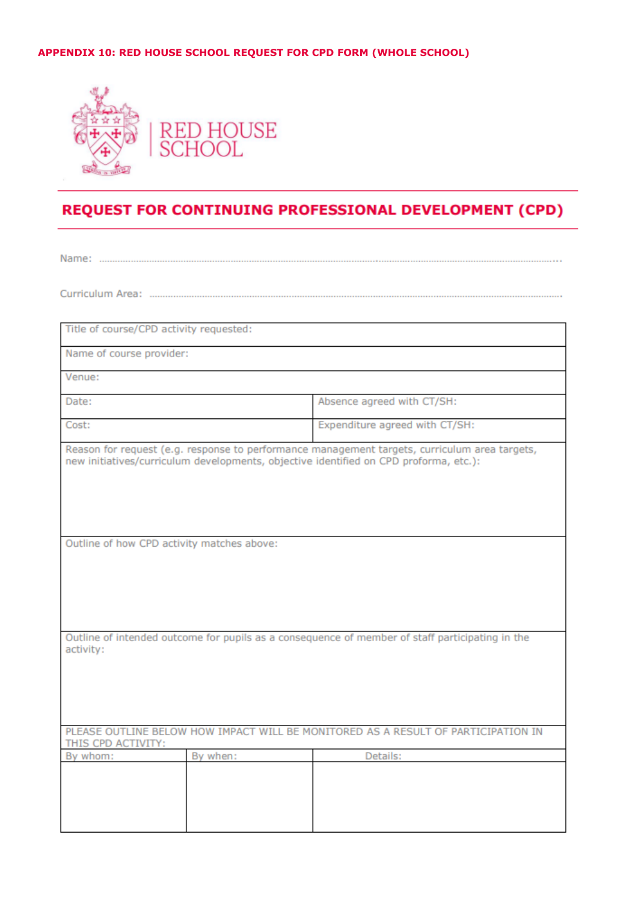APPENDIX 10: RED HOUSE SCHOOL REQUEST FOR CPD FORM (WHOLE SCHOOL)

RED HOUSE SCHOOL

## REQUEST FOR CONTINUING PROFESSIONAL DEVELOPMENT (CPD)

Name: ............................................................................................................................

Curriculum Area: ...............................................................................................................

| | | |
|---|---|---|
| Title of course/CPD activity requested: | | |
| Name of course provider: | | |
| Venue: | | |
| Date: | | Absence agreed with CT/SH: |
| Cost: | | Expenditure agreed with CT/SH: |
| Reason for request (e.g. response to performance management targets, curriculum area targets, new initiatives/curriculum developments, objective identified on CPD proforma, etc.): | | |
| Outline of how CPD activity matches above: | | |
| Outline of intended outcome for pupils as a consequence of member of staff participating in the activity: | | |
| PLEASE OUTLINE BELOW HOW IMPACT WILL BE MONITORED AS A RESULT OF PARTICIPATION IN THIS CPD ACTIVITY: | | |
| By whom: | By when: | Details: |
| | | |